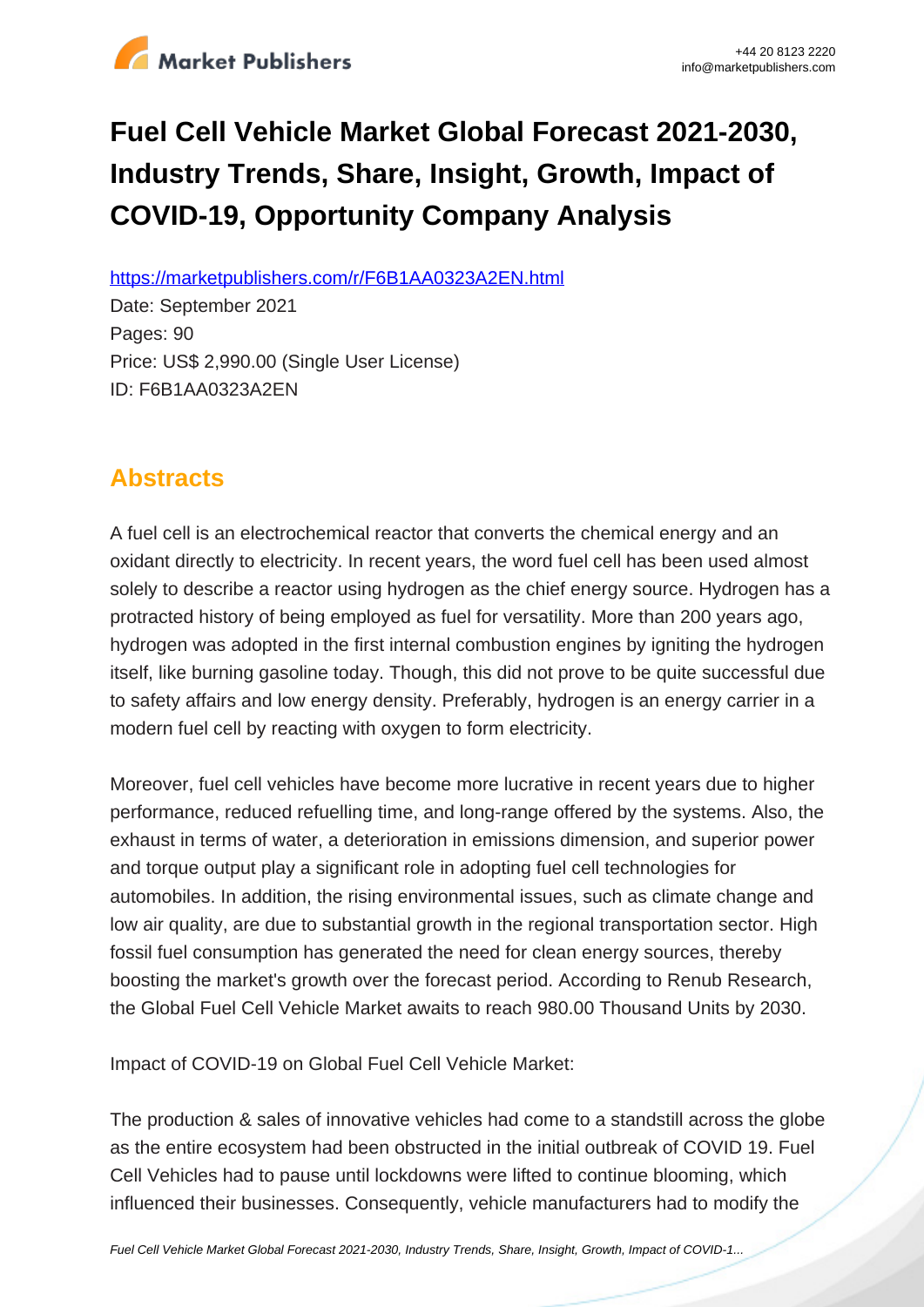# Fuel Cell Vehicle Market Global Forecast 2021-2030, Industry Trends, Share, Insight, Growth, Impact of COVID-19, Opportunity Company Analysis

https://marketpublishers.com/r/F6B1AA0323A2EN.html

Date: September 2021

Pages: 90

Price: US$ 2,990.00 (Single User License)

ID: F6B1AA0323A2EN

## Abstracts

A fuel cell is an electrochemical reactor that converts the chemical energy and an oxidant directly to electricity. In recent years, the word fuel cell has been used almost solely to describe a reactor using hydrogen as the chief energy source. Hydrogen has a protracted history of being employed as fuel for versatility. More than 200 years ago, hydrogen was adopted in the first internal combustion engines by igniting the hydrogen itself, like burning gasoline today. Though, this did not prove to be quite successful due to safety affairs and low energy density. Preferably, hydrogen is an energy carrier in a modern fuel cell by reacting with oxygen to form electricity.

Moreover, fuel cell vehicles have become more lucrative in recent years due to higher performance, reduced refuelling time, and long-range offered by the systems. Also, the exhaust in terms of water, a deterioration in emissions dimension, and superior power and torque output play a significant role in adopting fuel cell technologies for automobiles. In addition, the rising environmental issues, such as climate change and low air quality, are due to substantial growth in the regional transportation sector. High fossil fuel consumption has generated the need for clean energy sources, thereby boosting the market's growth over the forecast period. According to Renub Research, the Global Fuel Cell Vehicle Market awaits to reach 980.00 Thousand Units by 2030.

Impact of COVID-19 on Global Fuel Cell Vehicle Market:

The production & sales of innovative vehicles had come to a standstill across the globe as the entire ecosystem had been obstructed in the initial outbreak of COVID 19. Fuel Cell Vehicles had to pause until lockdowns were lifted to continue blooming, which influenced their businesses. Consequently, vehicle manufacturers had to modify the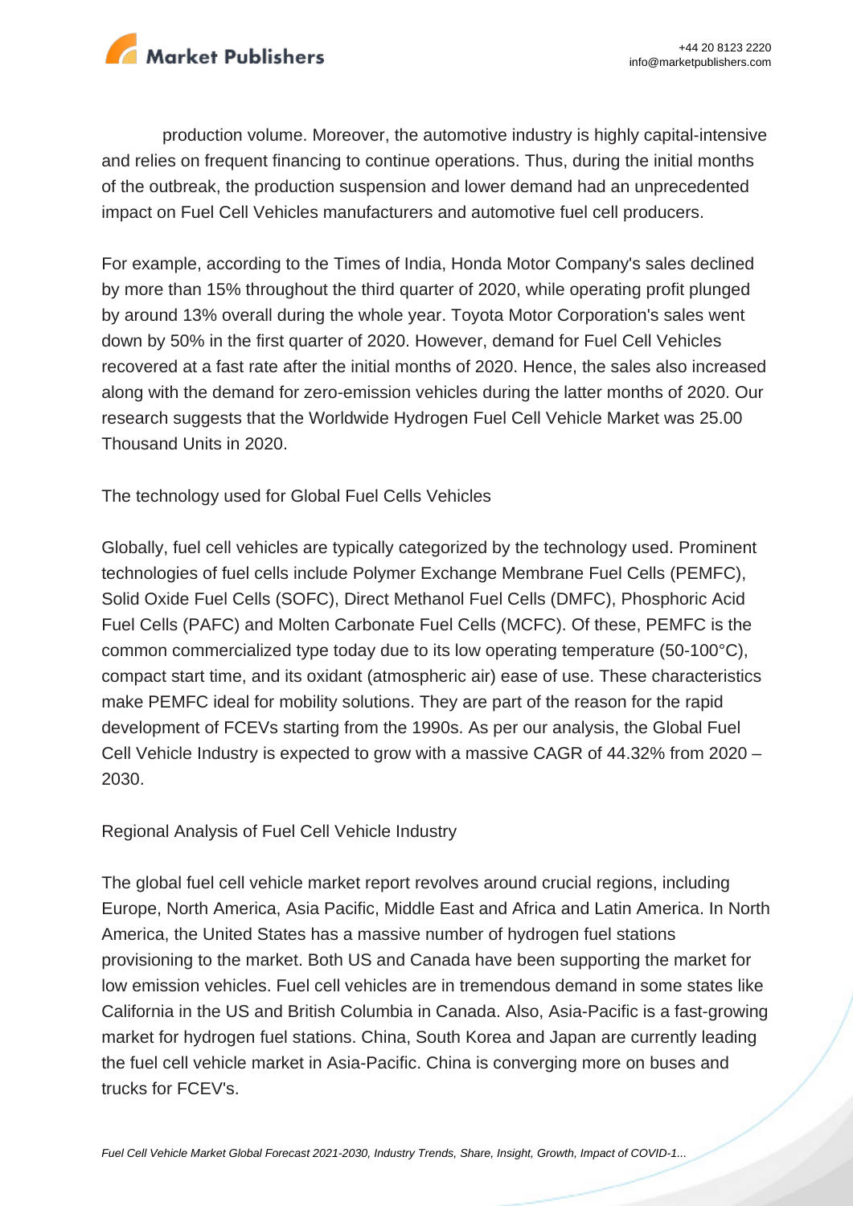production volume. Moreover, the automotive industry is highly capital-intensive and relies on frequent financing to continue operations. Thus, during the initial months of the outbreak, the production suspension and lower demand had an unprecedented impact on Fuel Cell Vehicles manufacturers and automotive fuel cell producers.

For example, according to the Times of India, Honda Motor Company's sales declined by more than 15% throughout the third quarter of 2020, while operating profit plunged by around 13% overall during the whole year. Toyota Motor Corporation's sales went down by 50% in the first quarter of 2020. However, demand for Fuel Cell Vehicles recovered at a fast rate after the initial months of 2020. Hence, the sales also increased along with the demand for zero-emission vehicles during the latter months of 2020. Our research suggests that the Worldwide Hydrogen Fuel Cell Vehicle Market was 25.00 Thousand Units in 2020.

## The technology used for Global Fuel Cells Vehicles

Globally, fuel cell vehicles are typically categorized by the technology used. Prominent technologies of fuel cells include Polymer Exchange Membrane Fuel Cells (PEMFC), Solid Oxide Fuel Cells (SOFC), Direct Methanol Fuel Cells (DMFC), Phosphoric Acid Fuel Cells (PAFC) and Molten Carbonate Fuel Cells (MCFC). Of these, PEMFC is the common commercialized type today due to its low operating temperature (50-100°C), compact start time, and its oxidant (atmospheric air) ease of use. These characteristics make PEMFC ideal for mobility solutions. They are part of the reason for the rapid development of FCEVs starting from the 1990s. As per our analysis, the Global Fuel Cell Vehicle Industry is expected to grow with a massive CAGR of 44.32% from 2020 – 2030.

## Regional Analysis of Fuel Cell Vehicle Industry

The global fuel cell vehicle market report revolves around crucial regions, including Europe, North America, Asia Pacific, Middle East and Africa and Latin America. In North America, the United States has a massive number of hydrogen fuel stations provisioning to the market. Both US and Canada have been supporting the market for low emission vehicles. Fuel cell vehicles are in tremendous demand in some states like California in the US and British Columbia in Canada. Also, Asia-Pacific is a fast-growing market for hydrogen fuel stations. China, South Korea and Japan are currently leading the fuel cell vehicle market in Asia-Pacific. China is converging more on buses and trucks for FCEV's.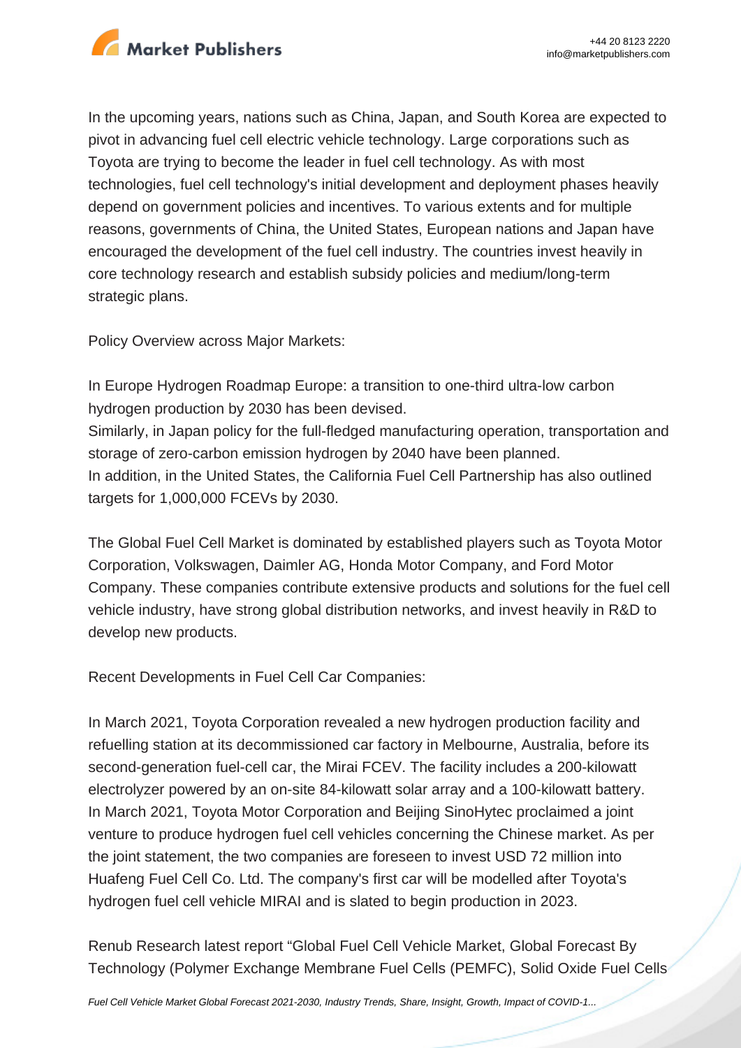In the upcoming years, nations such as China, Japan, and South Korea are expected to pivot in advancing fuel cell electric vehicle technology. Large corporations such as Toyota are trying to become the leader in fuel cell technology. As with most technologies, fuel cell technology's initial development and deployment phases heavily depend on government policies and incentives. To various extents and for multiple reasons, governments of China, the United States, European nations and Japan have encouraged the development of the fuel cell industry. The countries invest heavily in core technology research and establish subsidy policies and medium/long-term strategic plans.

Policy Overview across Major Markets:

In Europe Hydrogen Roadmap Europe: a transition to one-third ultra-low carbon hydrogen production by 2030 has been devised.
Similarly, in Japan policy for the full-fledged manufacturing operation, transportation and storage of zero-carbon emission hydrogen by 2040 have been planned.
In addition, in the United States, the California Fuel Cell Partnership has also outlined targets for 1,000,000 FCEVs by 2030.

The Global Fuel Cell Market is dominated by established players such as Toyota Motor Corporation, Volkswagen, Daimler AG, Honda Motor Company, and Ford Motor Company. These companies contribute extensive products and solutions for the fuel cell vehicle industry, have strong global distribution networks, and invest heavily in R&D to develop new products.

Recent Developments in Fuel Cell Car Companies:

In March 2021, Toyota Corporation revealed a new hydrogen production facility and refuelling station at its decommissioned car factory in Melbourne, Australia, before its second-generation fuel-cell car, the Mirai FCEV. The facility includes a 200-kilowatt electrolyzer powered by an on-site 84-kilowatt solar array and a 100-kilowatt battery.
In March 2021, Toyota Motor Corporation and Beijing SinoHytec proclaimed a joint venture to produce hydrogen fuel cell vehicles concerning the Chinese market. As per the joint statement, the two companies are foreseen to invest USD 72 million into Huafeng Fuel Cell Co. Ltd. The company's first car will be modelled after Toyota's hydrogen fuel cell vehicle MIRAI and is slated to begin production in 2023.

Renub Research latest report "Global Fuel Cell Vehicle Market, Global Forecast By Technology (Polymer Exchange Membrane Fuel Cells (PEMFC), Solid Oxide Fuel Cells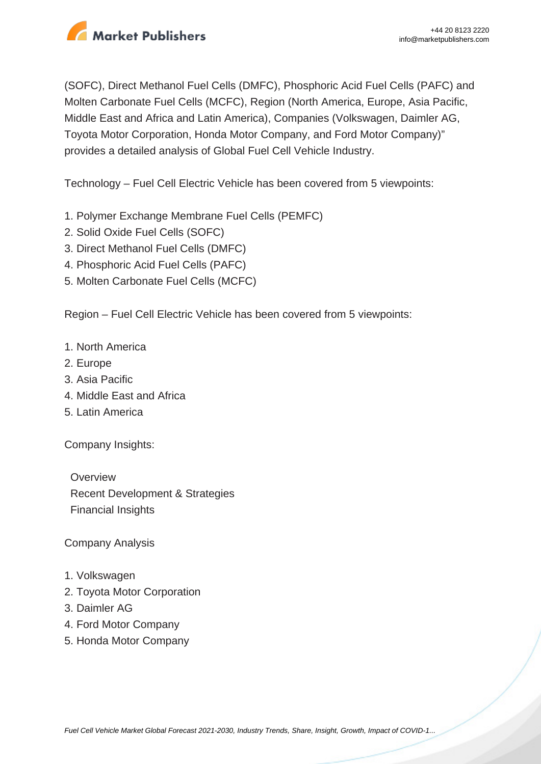(SOFC), Direct Methanol Fuel Cells (DMFC), Phosphoric Acid Fuel Cells (PAFC) and Molten Carbonate Fuel Cells (MCFC), Region (North America, Europe, Asia Pacific, Middle East and Africa and Latin America), Companies (Volkswagen, Daimler AG, Toyota Motor Corporation, Honda Motor Company, and Ford Motor Company)" provides a detailed analysis of Global Fuel Cell Vehicle Industry.

Technology – Fuel Cell Electric Vehicle has been covered from 5 viewpoints:

1. Polymer Exchange Membrane Fuel Cells (PEMFC)
2. Solid Oxide Fuel Cells (SOFC)
3. Direct Methanol Fuel Cells (DMFC)
4. Phosphoric Acid Fuel Cells (PAFC)
5. Molten Carbonate Fuel Cells (MCFC)

Region – Fuel Cell Electric Vehicle has been covered from 5 viewpoints:

1. North America
2. Europe
3. Asia Pacific
4. Middle East and Africa
5. Latin America

Company Insights:

- Overview
- Recent Development & Strategies
- Financial Insights

Company Analysis

1. Volkswagen
2. Toyota Motor Corporation
3. Daimler AG
4. Ford Motor Company
5. Honda Motor Company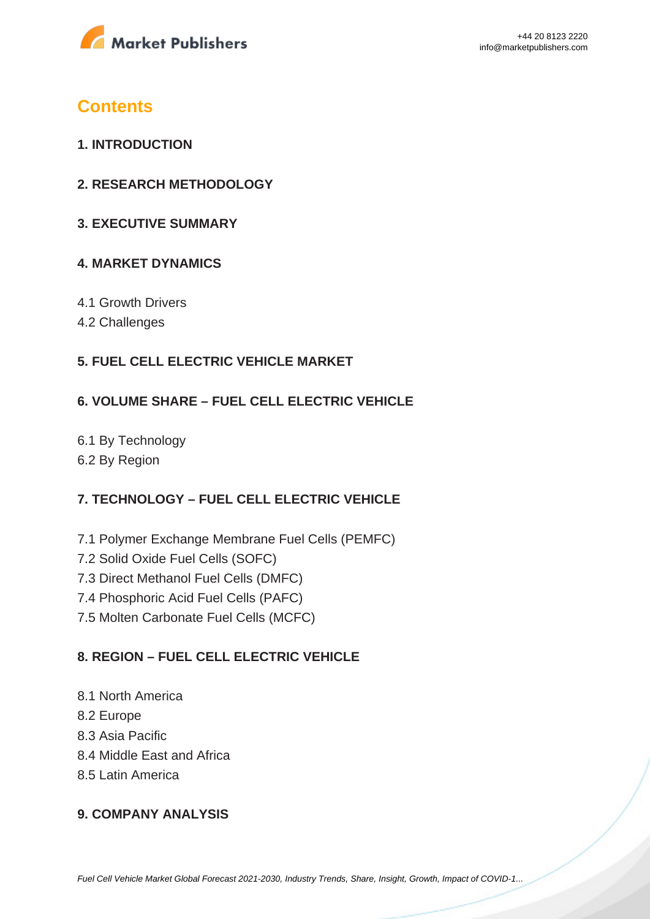# Contents

## 1. INTRODUCTION

## 2. RESEARCH METHODOLOGY

## 3. EXECUTIVE SUMMARY

## 4. MARKET DYNAMICS

4.1 Growth Drivers
4.2 Challenges

## 5. FUEL CELL ELECTRIC VEHICLE MARKET

## 6. VOLUME SHARE – FUEL CELL ELECTRIC VEHICLE

6.1 By Technology
6.2 By Region

## 7. TECHNOLOGY – FUEL CELL ELECTRIC VEHICLE

7.1 Polymer Exchange Membrane Fuel Cells (PEMFC)
7.2 Solid Oxide Fuel Cells (SOFC)
7.3 Direct Methanol Fuel Cells (DMFC)
7.4 Phosphoric Acid Fuel Cells (PAFC)
7.5 Molten Carbonate Fuel Cells (MCFC)

## 8. REGION – FUEL CELL ELECTRIC VEHICLE

8.1 North America
8.2 Europe
8.3 Asia Pacific
8.4 Middle East and Africa
8.5 Latin America

## 9. COMPANY ANALYSIS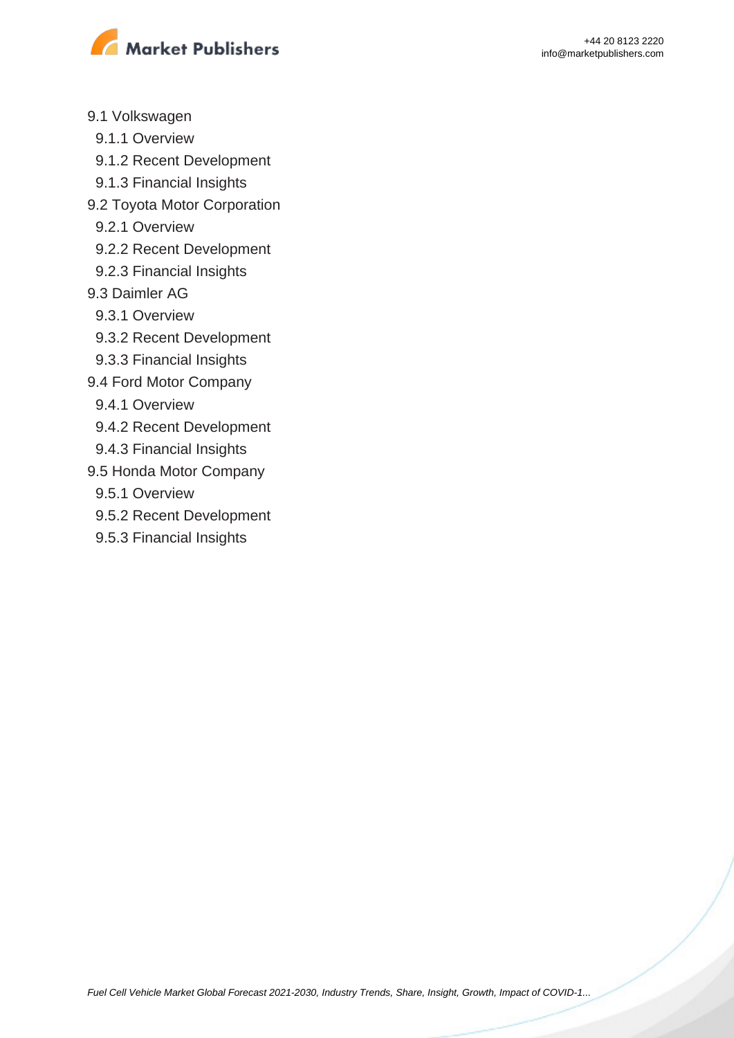9.1 Volkswagen
  9.1.1 Overview
  9.1.2 Recent Development
  9.1.3 Financial Insights
9.2 Toyota Motor Corporation
  9.2.1 Overview
  9.2.2 Recent Development
  9.2.3 Financial Insights
9.3 Daimler AG
  9.3.1 Overview
  9.3.2 Recent Development
  9.3.3 Financial Insights
9.4 Ford Motor Company
  9.4.1 Overview
  9.4.2 Recent Development
  9.4.3 Financial Insights
9.5 Honda Motor Company
  9.5.1 Overview
  9.5.2 Recent Development
  9.5.3 Financial Insights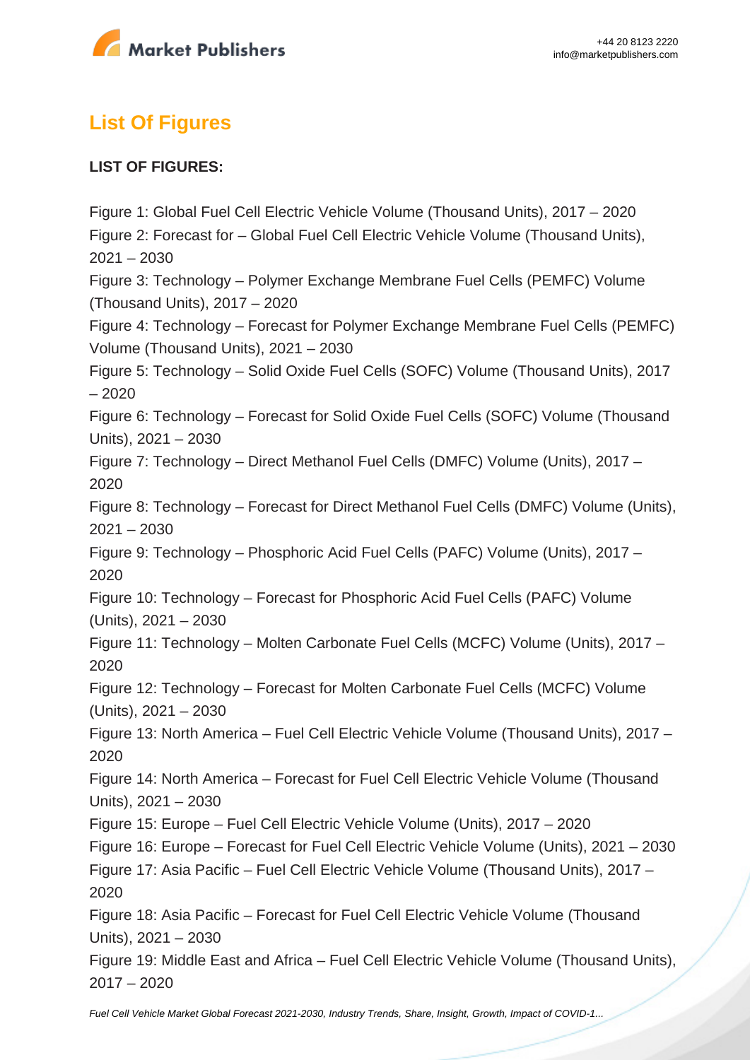## List Of Figures

**LIST OF FIGURES:**

Figure 1: Global Fuel Cell Electric Vehicle Volume (Thousand Units), 2017 – 2020
Figure 2: Forecast for – Global Fuel Cell Electric Vehicle Volume (Thousand Units), 2021 – 2030
Figure 3: Technology – Polymer Exchange Membrane Fuel Cells (PEMFC) Volume (Thousand Units), 2017 – 2020
Figure 4: Technology – Forecast for Polymer Exchange Membrane Fuel Cells (PEMFC) Volume (Thousand Units), 2021 – 2030
Figure 5: Technology – Solid Oxide Fuel Cells (SOFC) Volume (Thousand Units), 2017 – 2020
Figure 6: Technology – Forecast for Solid Oxide Fuel Cells (SOFC) Volume (Thousand Units), 2021 – 2030
Figure 7: Technology – Direct Methanol Fuel Cells (DMFC) Volume (Units), 2017 – 2020
Figure 8: Technology – Forecast for Direct Methanol Fuel Cells (DMFC) Volume (Units), 2021 – 2030
Figure 9: Technology – Phosphoric Acid Fuel Cells (PAFC) Volume (Units), 2017 – 2020
Figure 10: Technology – Forecast for Phosphoric Acid Fuel Cells (PAFC) Volume (Units), 2021 – 2030
Figure 11: Technology – Molten Carbonate Fuel Cells (MCFC) Volume (Units), 2017 – 2020
Figure 12: Technology – Forecast for Molten Carbonate Fuel Cells (MCFC) Volume (Units), 2021 – 2030
Figure 13: North America – Fuel Cell Electric Vehicle Volume (Thousand Units), 2017 – 2020
Figure 14: North America – Forecast for Fuel Cell Electric Vehicle Volume (Thousand Units), 2021 – 2030
Figure 15: Europe – Fuel Cell Electric Vehicle Volume (Units), 2017 – 2020
Figure 16: Europe – Forecast for Fuel Cell Electric Vehicle Volume (Units), 2021 – 2030
Figure 17: Asia Pacific – Fuel Cell Electric Vehicle Volume (Thousand Units), 2017 – 2020
Figure 18: Asia Pacific – Forecast for Fuel Cell Electric Vehicle Volume (Thousand Units), 2021 – 2030
Figure 19: Middle East and Africa – Fuel Cell Electric Vehicle Volume (Thousand Units), 2017 – 2020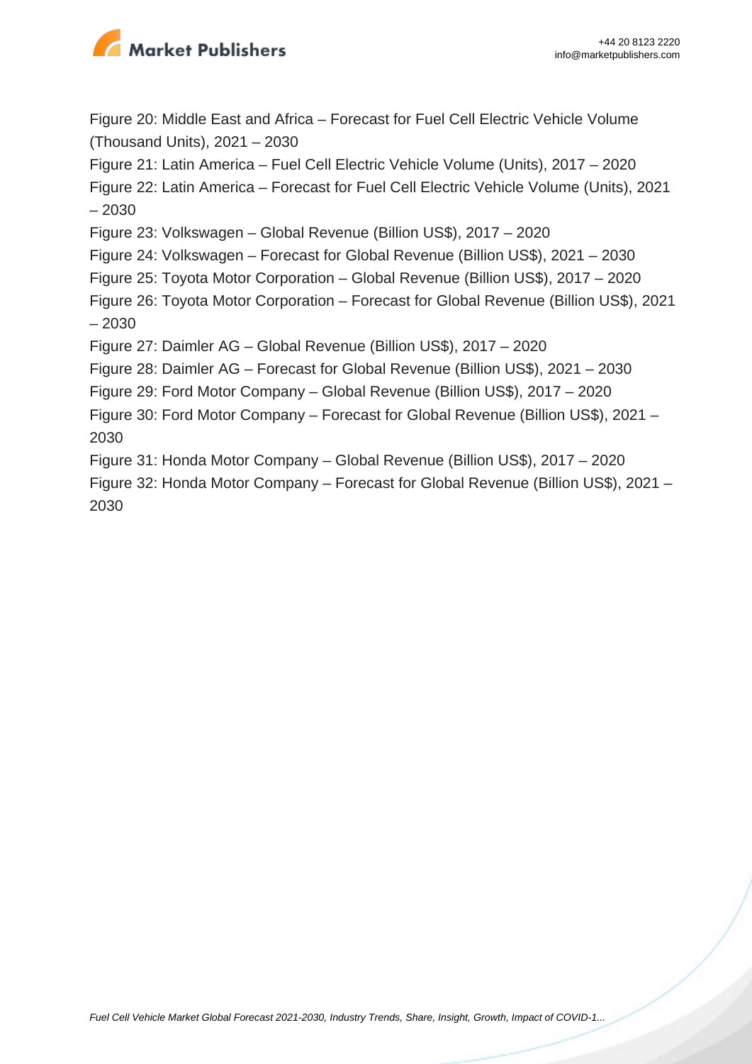Figure 20: Middle East and Africa – Forecast for Fuel Cell Electric Vehicle Volume (Thousand Units), 2021 – 2030

Figure 21: Latin America – Fuel Cell Electric Vehicle Volume (Units), 2017 – 2020

Figure 22: Latin America – Forecast for Fuel Cell Electric Vehicle Volume (Units), 2021 – 2030

Figure 23: Volkswagen – Global Revenue (Billion US$), 2017 – 2020

Figure 24: Volkswagen – Forecast for Global Revenue (Billion US$), 2021 – 2030

Figure 25: Toyota Motor Corporation – Global Revenue (Billion US$), 2017 – 2020

Figure 26: Toyota Motor Corporation – Forecast for Global Revenue (Billion US$), 2021 – 2030

Figure 27: Daimler AG – Global Revenue (Billion US$), 2017 – 2020

Figure 28: Daimler AG – Forecast for Global Revenue (Billion US$), 2021 – 2030

Figure 29: Ford Motor Company – Global Revenue (Billion US$), 2017 – 2020

Figure 30: Ford Motor Company – Forecast for Global Revenue (Billion US$), 2021 – 2030

Figure 31: Honda Motor Company – Global Revenue (Billion US$), 2017 – 2020

Figure 32: Honda Motor Company – Forecast for Global Revenue (Billion US$), 2021 – 2030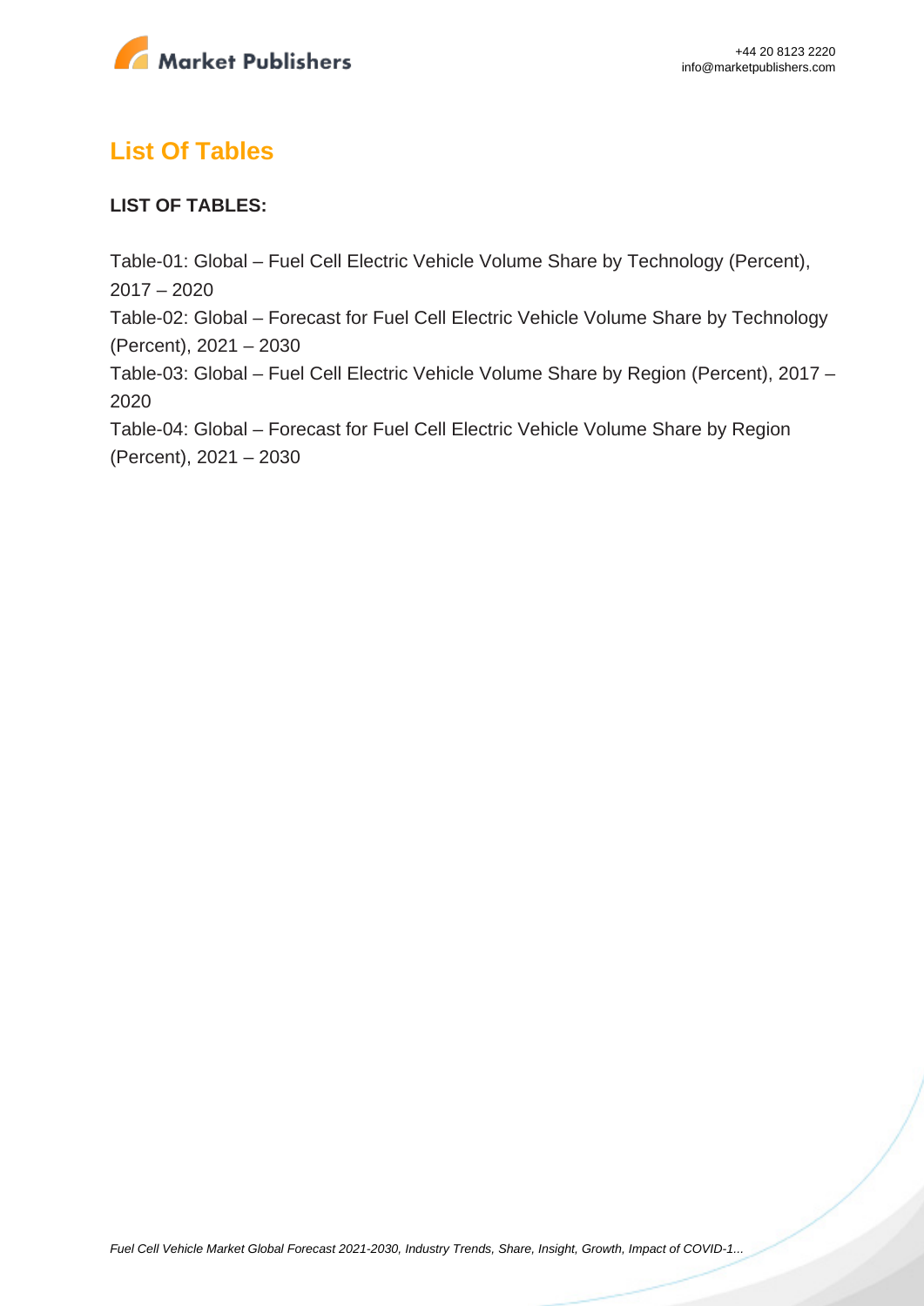## List Of Tables

**LIST OF TABLES:**

Table-01: Global – Fuel Cell Electric Vehicle Volume Share by Technology (Percent), 2017 – 2020

Table-02: Global – Forecast for Fuel Cell Electric Vehicle Volume Share by Technology (Percent), 2021 – 2030

Table-03: Global – Fuel Cell Electric Vehicle Volume Share by Region (Percent), 2017 – 2020

Table-04: Global – Forecast for Fuel Cell Electric Vehicle Volume Share by Region (Percent), 2021 – 2030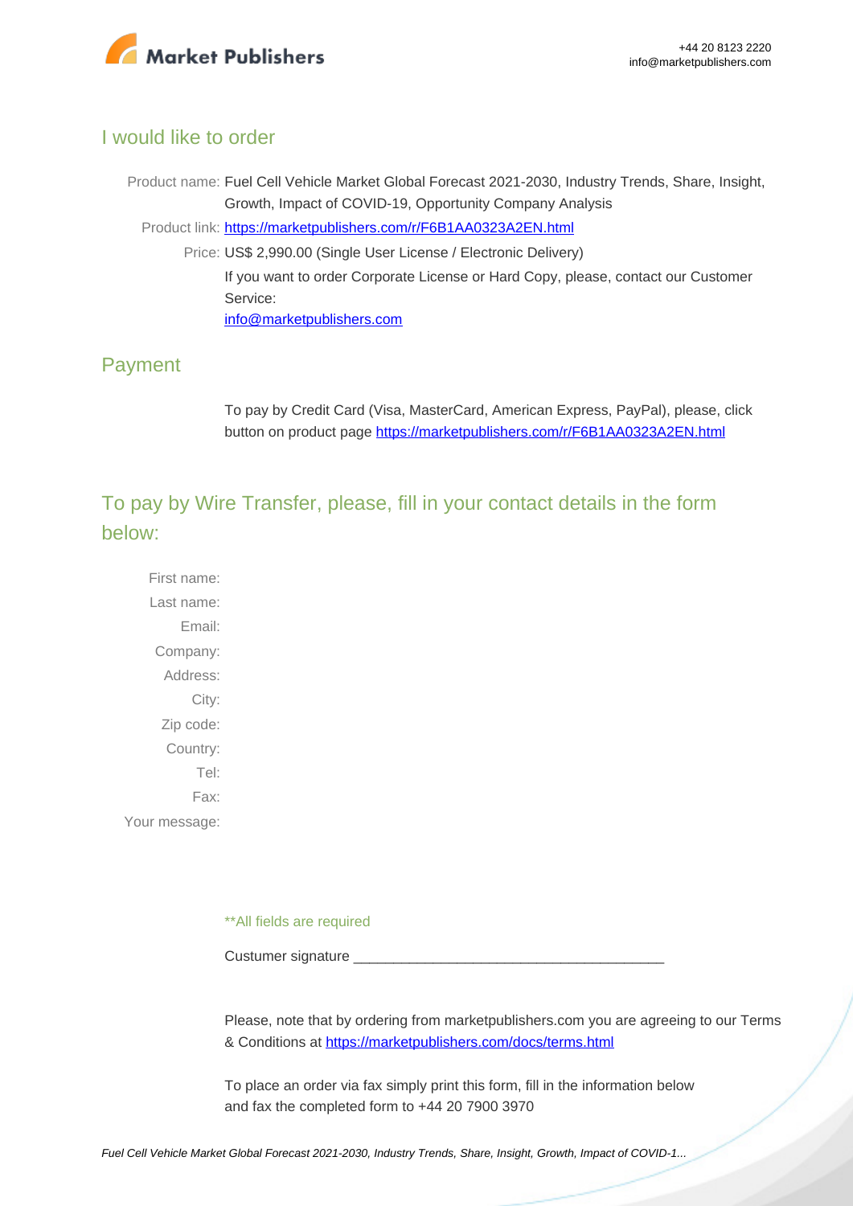## I would like to order

Product name: Fuel Cell Vehicle Market Global Forecast 2021-2030, Industry Trends, Share, Insight, Growth, Impact of COVID-19, Opportunity Company Analysis

Product link: [https://marketpublishers.com/r/F6B1AA0323A2EN.html](https://marketpublishers.com/r/F6B1AA0323A2EN.html)

Price: US$ 2,990.00 (Single User License / Electronic Delivery)

If you want to order Corporate License or Hard Copy, please, contact our Customer Service:

[info@marketpublishers.com](mailto:info@marketpublishers.com)

## Payment

To pay by Credit Card (Visa, MasterCard, American Express, PayPal), please, click button on product page [https://marketpublishers.com/r/F6B1AA0323A2EN.html](https://marketpublishers.com/r/F6B1AA0323A2EN.html)

## To pay by Wire Transfer, please, fill in your contact details in the form below:

First name:

Last name:

Email:

Company:

Address:

City:

Zip code:

Country:

Tel:

Fax:

Your message:

**All fields are required

Custumer signature _______________________________________

Please, note that by ordering from marketpublishers.com you are agreeing to our Terms & Conditions at [https://marketpublishers.com/docs/terms.html](https://marketpublishers.com/docs/terms.html)

To place an order via fax simply print this form, fill in the information below and fax the completed form to +44 20 7900 3970